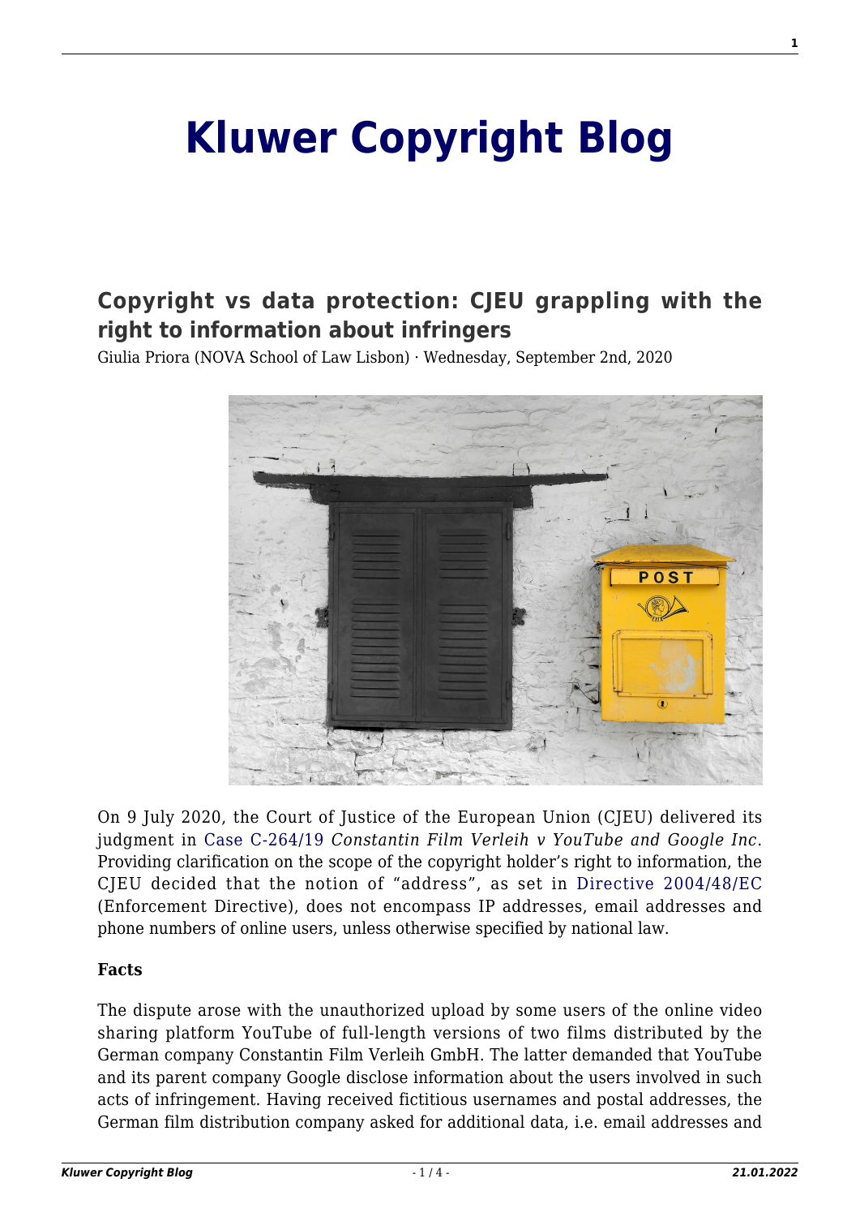# Kluwer Copyright Blog

## Copyright vs data protection: CJEU grappling with the right to information about infringers

Giulia Priora (NOVA School of Law Lisbon) · Wednesday, September 2nd, 2020

On 9 July 2020, the Court of Justice of the European Union (CJEU) delivered its judgment in Case C-264/19 *Constantin Film Verleih v YouTube and Google Inc*. Providing clarification on the scope of the copyright holder's right to information, the CJEU decided that the notion of "address", as set in Directive 2004/48/EC (Enforcement Directive), does not encompass IP addresses, email addresses and phone numbers of online users, unless otherwise specified by national law.

**Facts**

The dispute arose with the unauthorized upload by some users of the online video sharing platform YouTube of full-length versions of two films distributed by the German company Constantin Film Verleih GmbH. The latter demanded that YouTube and its parent company Google disclose information about the users involved in such acts of infringement. Having received fictitious usernames and postal addresses, the German film distribution company asked for additional data, i.e. email addresses and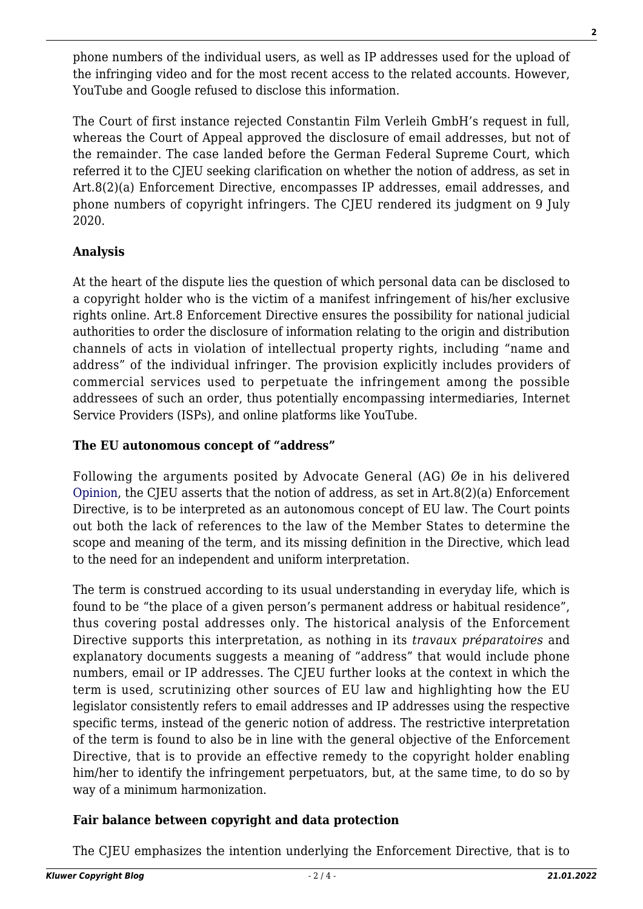phone numbers of the individual users, as well as IP addresses used for the upload of the infringing video and for the most recent access to the related accounts. However, YouTube and Google refused to disclose this information.

The Court of first instance rejected Constantin Film Verleih GmbH's request in full, whereas the Court of Appeal approved the disclosure of email addresses, but not of the remainder. The case landed before the German Federal Supreme Court, which referred it to the CJEU seeking clarification on whether the notion of address, as set in Art.8(2)(a) Enforcement Directive, encompasses IP addresses, email addresses, and phone numbers of copyright infringers. The CJEU rendered its judgment on 9 July 2020.

**Analysis**

At the heart of the dispute lies the question of which personal data can be disclosed to a copyright holder who is the victim of a manifest infringement of his/her exclusive rights online. Art.8 Enforcement Directive ensures the possibility for national judicial authorities to order the disclosure of information relating to the origin and distribution channels of acts in violation of intellectual property rights, including "name and address" of the individual infringer. The provision explicitly includes providers of commercial services used to perpetuate the infringement among the possible addressees of such an order, thus potentially encompassing intermediaries, Internet Service Providers (ISPs), and online platforms like YouTube.

**The EU autonomous concept of "address"**

Following the arguments posited by Advocate General (AG) Øe in his delivered Opinion, the CJEU asserts that the notion of address, as set in Art.8(2)(a) Enforcement Directive, is to be interpreted as an autonomous concept of EU law. The Court points out both the lack of references to the law of the Member States to determine the scope and meaning of the term, and its missing definition in the Directive, which lead to the need for an independent and uniform interpretation.

The term is construed according to its usual understanding in everyday life, which is found to be "the place of a given person's permanent address or habitual residence", thus covering postal addresses only. The historical analysis of the Enforcement Directive supports this interpretation, as nothing in its *travaux préparatoires* and explanatory documents suggests a meaning of "address" that would include phone numbers, email or IP addresses. The CJEU further looks at the context in which the term is used, scrutinizing other sources of EU law and highlighting how the EU legislator consistently refers to email addresses and IP addresses using the respective specific terms, instead of the generic notion of address. The restrictive interpretation of the term is found to also be in line with the general objective of the Enforcement Directive, that is to provide an effective remedy to the copyright holder enabling him/her to identify the infringement perpetuators, but, at the same time, to do so by way of a minimum harmonization.

**Fair balance between copyright and data protection**

The CJEU emphasizes the intention underlying the Enforcement Directive, that is to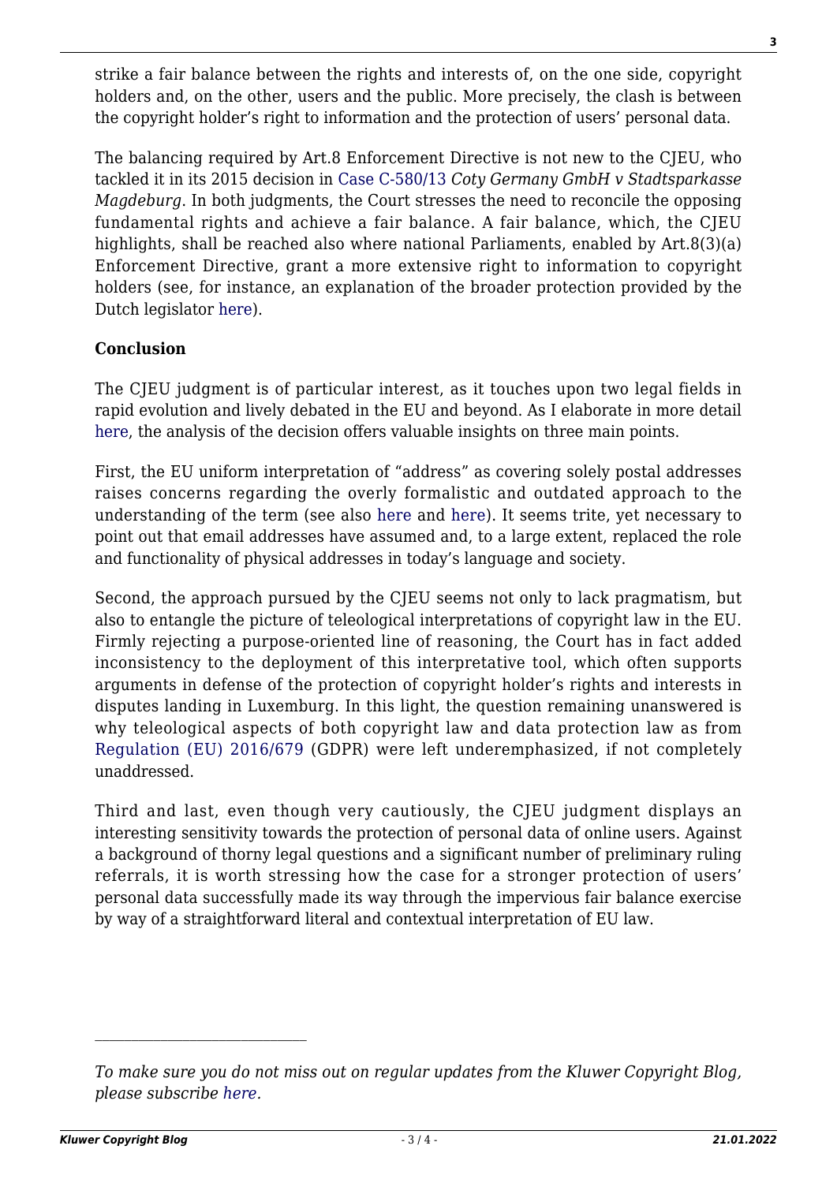strike a fair balance between the rights and interests of, on the one side, copyright holders and, on the other, users and the public. More precisely, the clash is between the copyright holder's right to information and the protection of users' personal data.

The balancing required by Art.8 Enforcement Directive is not new to the CJEU, who tackled it in its 2015 decision in Case C-580/13 *Coty Germany GmbH v Stadtsparkasse Magdeburg*. In both judgments, the Court stresses the need to reconcile the opposing fundamental rights and achieve a fair balance. A fair balance, which, the CJEU highlights, shall be reached also where national Parliaments, enabled by Art.8(3)(a) Enforcement Directive, grant a more extensive right to information to copyright holders (see, for instance, an explanation of the broader protection provided by the Dutch legislator here).

**Conclusion**

The CJEU judgment is of particular interest, as it touches upon two legal fields in rapid evolution and lively debated in the EU and beyond. As I elaborate in more detail here, the analysis of the decision offers valuable insights on three main points.

First, the EU uniform interpretation of "address" as covering solely postal addresses raises concerns regarding the overly formalistic and outdated approach to the understanding of the term (see also here and here). It seems trite, yet necessary to point out that email addresses have assumed and, to a large extent, replaced the role and functionality of physical addresses in today's language and society.

Second, the approach pursued by the CJEU seems not only to lack pragmatism, but also to entangle the picture of teleological interpretations of copyright law in the EU. Firmly rejecting a purpose-oriented line of reasoning, the Court has in fact added inconsistency to the deployment of this interpretative tool, which often supports arguments in defense of the protection of copyright holder's rights and interests in disputes landing in Luxemburg. In this light, the question remaining unanswered is why teleological aspects of both copyright law and data protection law as from Regulation (EU) 2016/679 (GDPR) were left underemphasized, if not completely unaddressed.

Third and last, even though very cautiously, the CJEU judgment displays an interesting sensitivity towards the protection of personal data of online users. Against a background of thorny legal questions and a significant number of preliminary ruling referrals, it is worth stressing how the case for a stronger protection of users' personal data successfully made its way through the impervious fair balance exercise by way of a straightforward literal and contextual interpretation of EU law.

---

*To make sure you do not miss out on regular updates from the Kluwer Copyright Blog, please subscribe here.*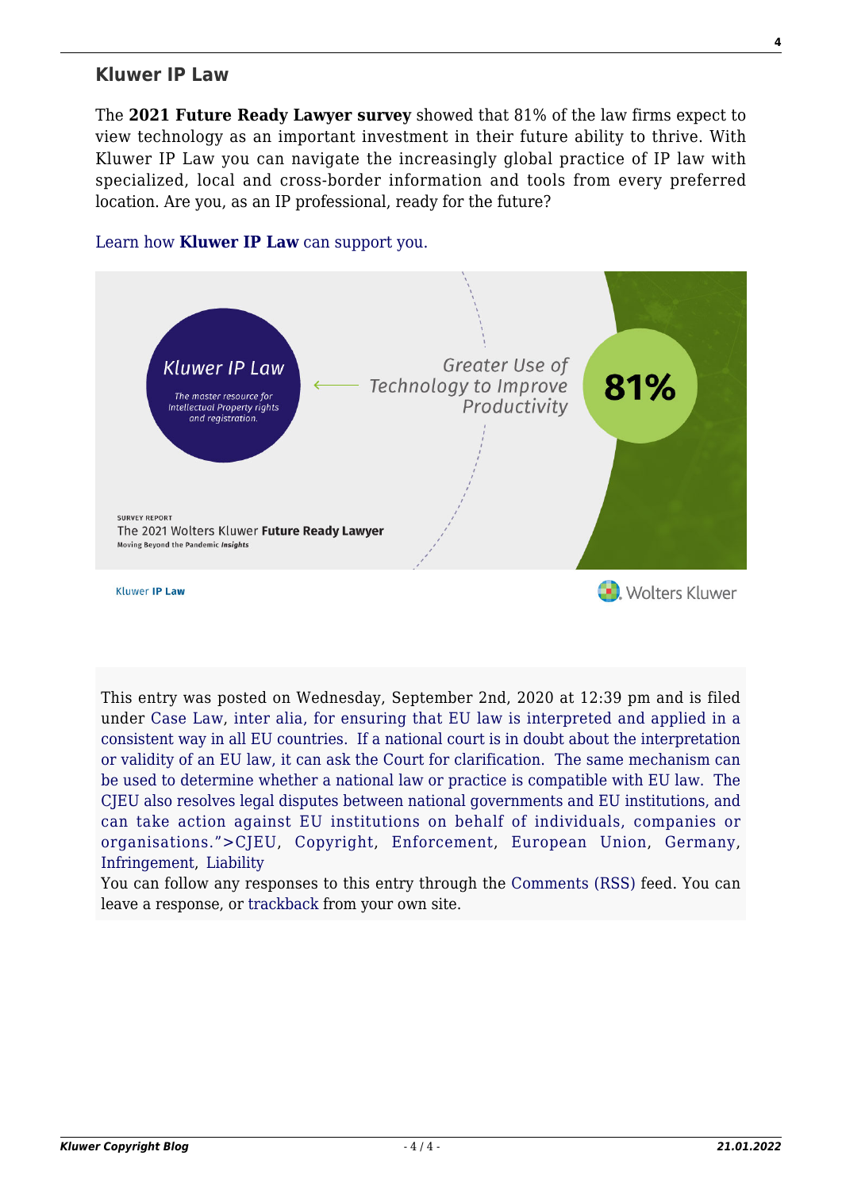## Kluwer IP Law

The **2021 Future Ready Lawyer survey** showed that 81% of the law firms expect to view technology as an important investment in their future ability to thrive. With Kluwer IP Law you can navigate the increasingly global practice of IP law with specialized, local and cross-border information and tools from every preferred location. Are you, as an IP professional, ready for the future?

Learn how **Kluwer IP Law** can support you.

Kluwer IP Law

The master resource for Intellectual Property rights and registration.

Greater Use of Technology to Improve Productivity

81%

SURVEY REPORT

The 2021 Wolters Kluwer **Future Ready Lawyer**

Moving Beyond the Pandemic *Insights*

Kluwer **IP Law**

Wolters Kluwer

This entry was posted on Wednesday, September 2nd, 2020 at 12:39 pm and is filed under Case Law, inter alia, for ensuring that EU law is interpreted and applied in a consistent way in all EU countries. If a national court is in doubt about the interpretation or validity of an EU law, it can ask the Court for clarification. The same mechanism can be used to determine whether a national law or practice is compatible with EU law. The CJEU also resolves legal disputes between national governments and EU institutions, and can take action against EU institutions on behalf of individuals, companies or organisations.">CJEU, Copyright, Enforcement, European Union, Germany, Infringement, Liability

You can follow any responses to this entry through the Comments (RSS) feed. You can leave a response, or trackback from your own site.